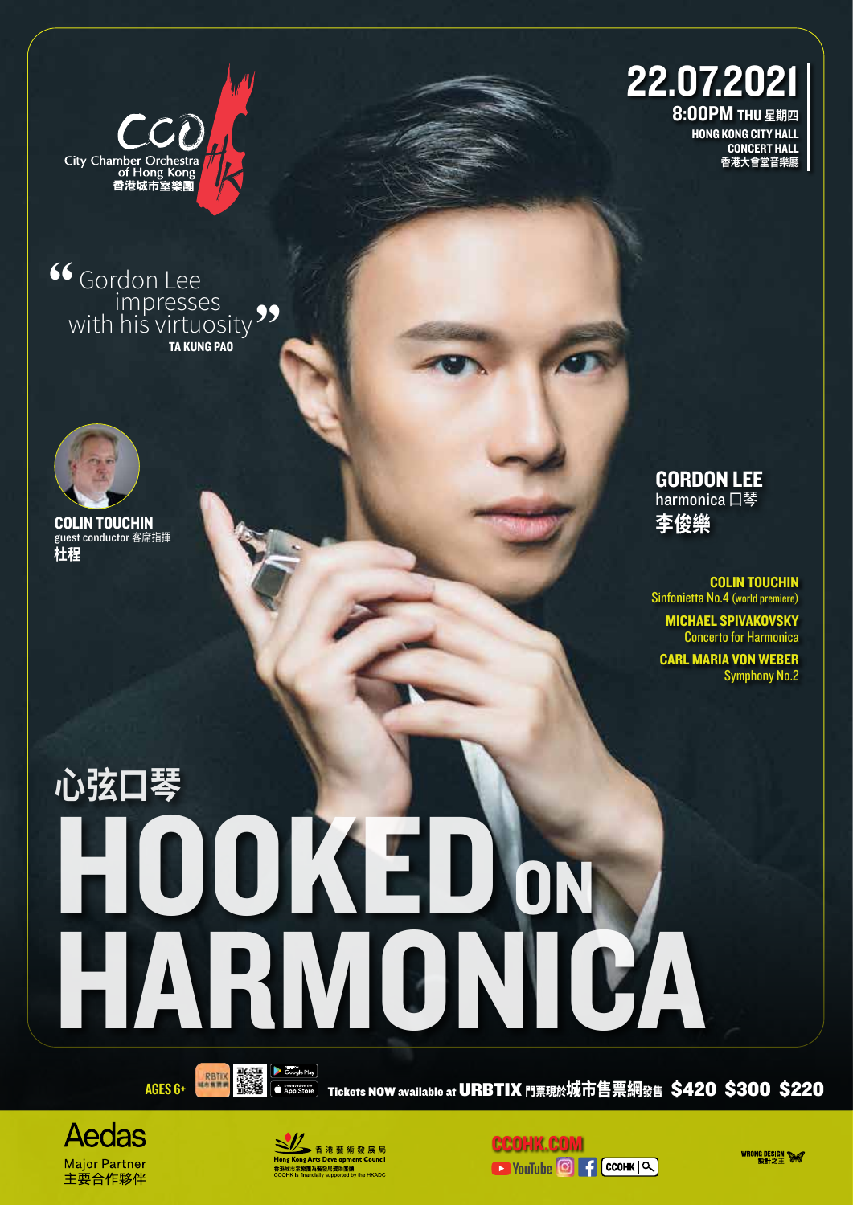CCO
City Chamber Orchestra of Hong Kong
香港城市室樂團

# 22.07.2021

**8:00PM THU 星期四**

**HONG KONG CITY HALL CONCERT HALL**
**香港大會堂音樂廳**

" Gordon Lee impresses with his virtuosity "
**TA KUNG PAO**

**COLIN TOUCHIN**
guest conductor 客席指揮
**杜程**

**GORDON LEE**
harmonica 口琴
**李俊樂**

**COLIN TOUCHIN**
Sinfonietta No.4 (world premiere)

**MICHAEL SPIVAKOVSKY**
Concerto for Harmonica

**CARL MARIA VON WEBER**
Symphony No.2

## 心弦口琴

# HOOKED ON HARMONICA

**AGES 6+**

Tickets **NOW** available at **URBTIX** 門票現於**城市售票網**發售 **$420 $300 $220**

Aedas
Major Partner
主要合作夥伴

香港藝術發展局
Hong Kong Arts Development Council
香港城市室樂團為藝發局資助團體
CCOHK is financially supported by the HKADC

**CCOHK.COM**
YouTube CCOHK

WRONG DESIGN 設計之王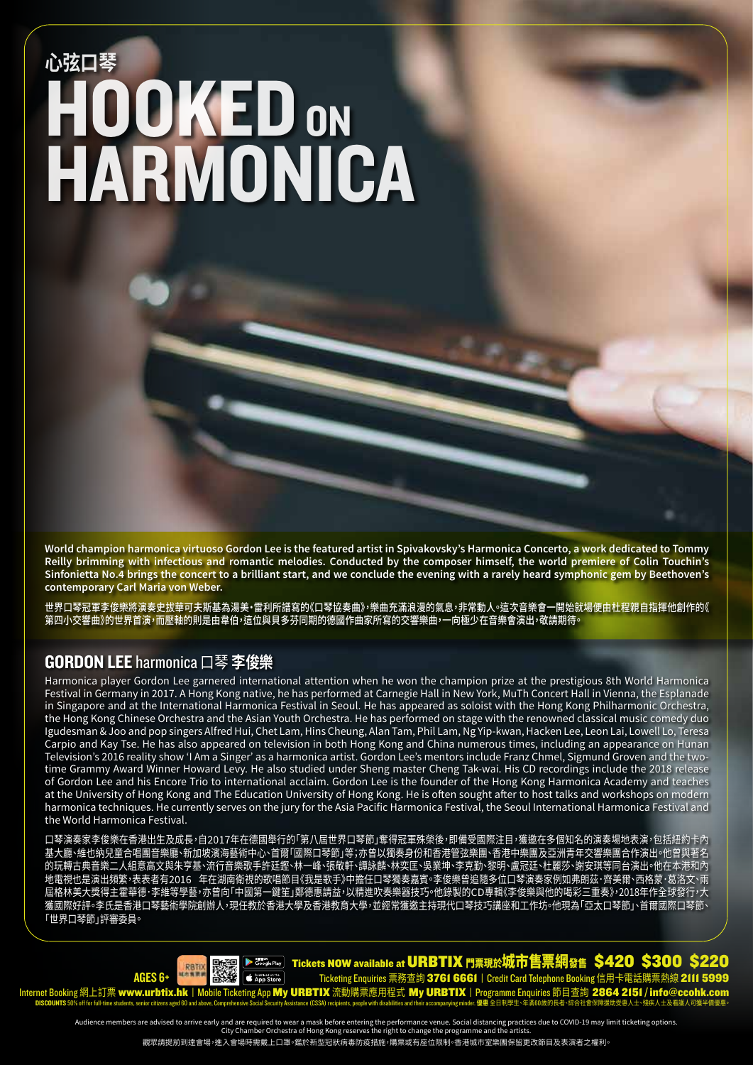心弦口琴

# HOOKED ON HARMONICA

**World champion harmonica virtuoso Gordon Lee is the featured artist in Spivakovsky's Harmonica Concerto, a work dedicated to Tommy Reilly brimming with infectious and romantic melodies. Conducted by the composer himself, the world premiere of Colin Touchin's Sinfonietta No.4 brings the concert to a brilliant start, and we conclude the evening with a rarely heard symphonic gem by Beethoven's contemporary Carl Maria von Weber.**

**世界口琴冠軍李俊樂將演奏史拔華可夫斯基為湯美·雷利所譜寫的《口琴協奏曲》，樂曲充滿浪漫的氣息，非常動人。這次音樂會一開始就場便由杜程親自指揮他創作的《第四小交響曲》的世界首演，而壓軸的則是由韋伯，這位與貝多芬同期的德國作曲家所寫的交響樂曲，一向極少在音樂會演出，敬請期待。**

## GORDON LEE harmonica 口琴 李俊樂

Harmonica player Gordon Lee garnered international attention when he won the champion prize at the prestigious 8th World Harmonica Festival in Germany in 2017. A Hong Kong native, he has performed at Carnegie Hall in New York, MuTh Concert Hall in Vienna, the Esplanade in Singapore and at the International Harmonica Festival in Seoul. He has appeared as soloist with the Hong Kong Philharmonic Orchestra, the Hong Kong Chinese Orchestra and the Asian Youth Orchestra. He has performed on stage with the renowned classical music comedy duo Igudesman & Joo and pop singers Alfred Hui, Chet Lam, Hins Cheung, Alan Tam, Phil Lam, Ng Yip-kwan, Hacken Lee, Leon Lai, Lowell Lo, Teresa Carpio and Kay Tse. He has also appeared on television in both Hong Kong and China numerous times, including an appearance on Hunan Television's 2016 reality show 'I Am a Singer' as a harmonica artist. Gordon Lee's mentors include Franz Chmel, Sigmund Groven and the two-time Grammy Award Winner Howard Levy. He also studied under Sheng master Cheng Tak-wai. His CD recordings include the 2018 release of Gordon Lee and his Encore Trio to international acclaim. Gordon Lee is the founder of the Hong Kong Harmonica Academy and teaches at the University of Hong Kong and The Education University of Hong Kong. He is often sought after to host talks and workshops on modern harmonica techniques. He currently serves on the jury for the Asia Pacific Harmonica Festival, the Seoul International Harmonica Festival and the World Harmonica Festival.

口琴演奏家李俊樂在香港出生及成長，自2017年在德國舉行的「第八屆世界口琴節」奪得冠軍殊榮後，即備受國際注目，獲邀在多個知名的演奏場地表演，包括紐約卡內基大廳、維也納兒童合唱團音樂廳、新加坡濱海藝術中心、首爾「國際口琴節」等；亦曾以獨奏身份和香港管弦樂團、香港中樂團及亞洲青年交響樂團合作演出。他曾與著名的玩轉古典音樂二人組意高文與朱亨基、流行音樂歌手許廷鏗、林一峰、張敬軒、譚詠麟、林奕匡、吳業坤、李克勤、黎明、盧冠廷、杜麗莎、謝安琪等同台演出。他在本港和內地電視也是演出頻繁，表表者有2016　年在湖南衛視的歌唱節目《我是歌手》中擔任口琴獨奏嘉賓。李俊樂曾追隨多位口琴演奏家例如弗朗茲·齊美爾、西格蒙·葛洛文、兩屆格林美大獎得主霍華德·李維等學藝，亦曾向「中國第一鍵笙」鄭德惠請益，以精進吹奏樂器技巧。他錄製的CD專輯《李俊樂與他的喝彩三重奏》，2018年作全球發行，大獲國際好評。李氏是香港口琴藝術學院創辦人，現任教於香港大學及香港教育大學，並經常獲邀主持現代口琴技巧講座和工作坊。他現為「亞太口琴節」、首爾國際口琴節、「世界口琴節」評審委員。

AGES 6+

**Tickets NOW available at URBTIX 門票現於城市售票網發售 $420 $300 $220**

Ticketing Enquiries 票務查詢 **3761 6661** | Credit Card Telephone Booking 信用卡電話購票熱線 **2111 5999**

Internet Booking 網上訂票 **www.urbtix.hk** | Mobile Ticketing App **My URBTIX** 流動購票應用程式 **My URBTIX** | Programme Enquiries 節目查詢 **2864 2151 / info@ccohk.com**

**DISCOUNTS** 50% off for full-time students, senior citizens aged 60 and above, Comprehensive Social Security Assistance (CSSA) recipients, people with disabilities and their accompanying minder. **優惠** 全日制學生、年滿60歲的長者、綜合社會保障援助受惠人士、殘疾人士及看護人可獲半價優惠。

Audience members are advised to arrive early and are required to wear a mask before entering the performance venue. Social distancing practices due to COVID-19 may limit ticketing options.
City Chamber Orchestra of Hong Kong reserves the right to change the programme and the artists.

觀眾請提前到達會場，進入會場時需戴上口罩。鑑於新型冠狀病毒防疫措施，購票或有座位限制。香港城市室樂團保留更改節目及表演者之權利。